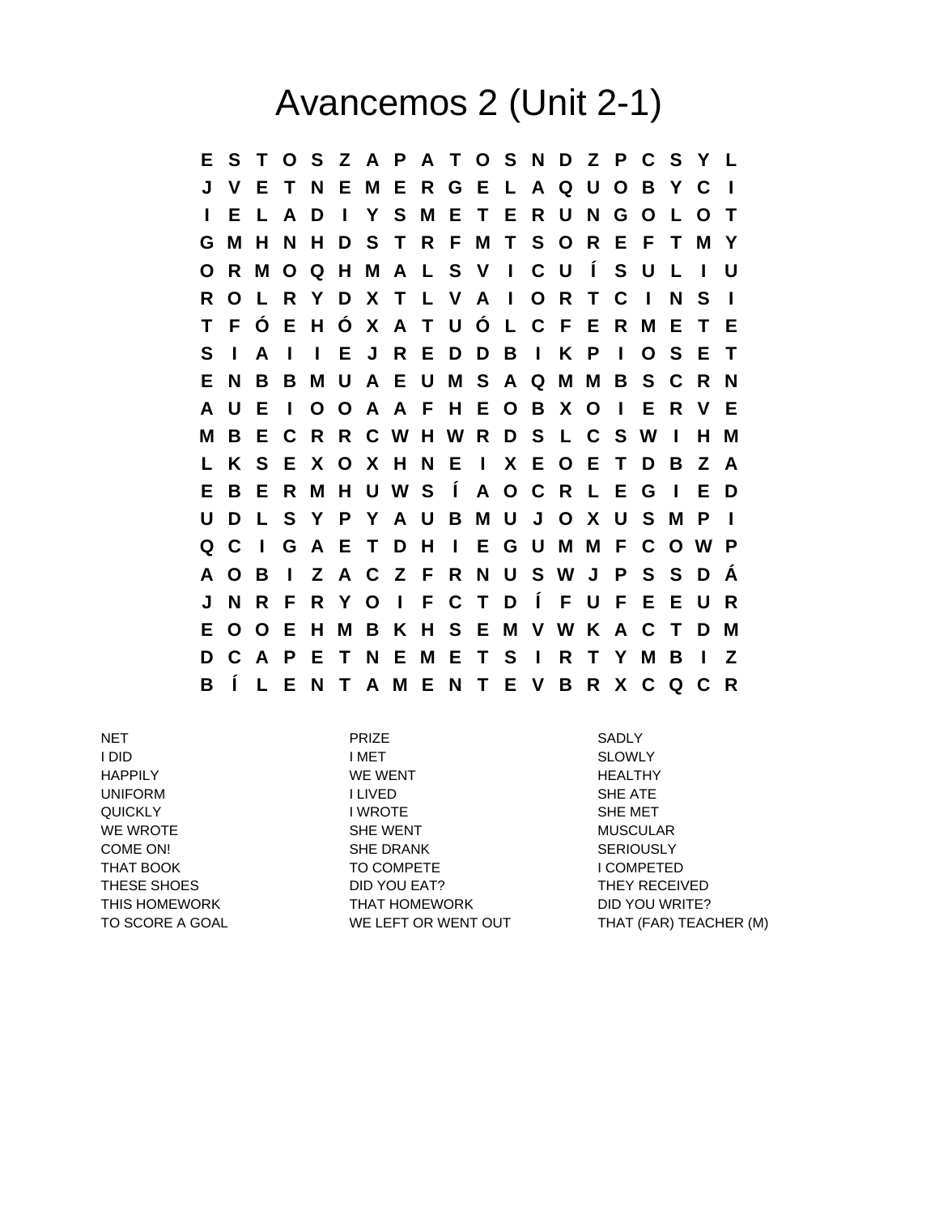# Avancemos 2 (Unit 2-1)

```
E S T O S Z A P A T O S N D Z P C S Y L
J V E T N E M E R G E L A Q U O B Y C I
I E L A D I Y S M E T E R U N G O L O T
G M H N H D S T R F M T S O R E F T M Y
O R M O Q H M A L S V I C U Í S U L I U
R O L R Y D X T L V A I O R T C I N S I
T F Ó E H Ó X A T U Ó L C F E R M E T E
S I A I I E J R E D D B I K P I O S E T
E N B B M U A E U M S A Q M M B S C R N
A U E I O O A A F H E O B X O I E R V E
M B E C R R C W H W R D S L C S W I H M
L K S E X O X H N E I X E O E T D B Z A
E B E R M H U W S Í A O C R L E G I E D
U D L S Y P Y A U B M U J O X U S M P I
Q C I G A E T D H I E G U M M F C O W P
A O B I Z A C Z F R N U S W J P S S D Á
J N R F R Y O I F C T D Í F U F E E U R
E O O E H M B K H S E M V W K A C T D M
D C A P E T N E M E T S I R T Y M B I Z
B Í L E N T A M E N T E V B R X C Q C R
```

| | | |
|---|---|---|
| NET | PRIZE | SADLY |
| I DID | I MET | SLOWLY |
| HAPPILY | WE WENT | HEALTHY |
| UNIFORM | I LIVED | SHE ATE |
| QUICKLY | I WROTE | SHE MET |
| WE WROTE | SHE WENT | MUSCULAR |
| COME ON! | SHE DRANK | SERIOUSLY |
| THAT BOOK | TO COMPETE | I COMPETED |
| THESE SHOES | DID YOU EAT? | THEY RECEIVED |
| THIS HOMEWORK | THAT HOMEWORK | DID YOU WRITE? |
| TO SCORE A GOAL | WE LEFT OR WENT OUT | THAT (FAR) TEACHER (M) |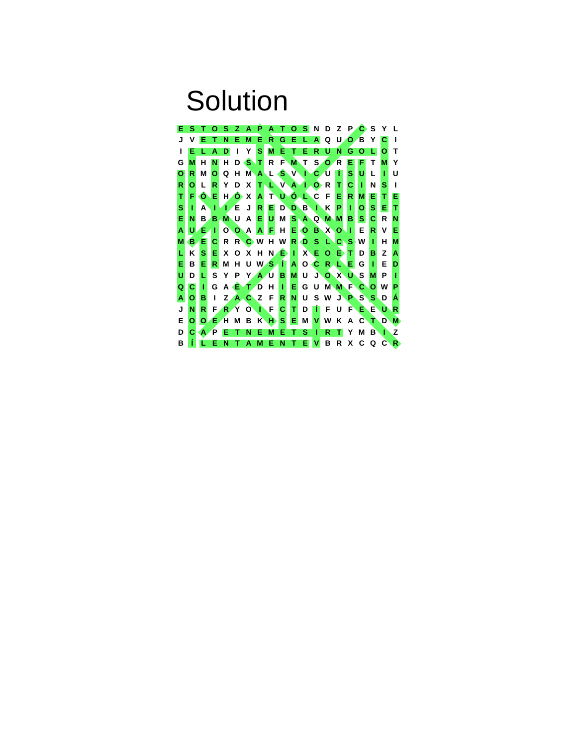# Solution

```
E S T O S Z A P A T O S N D Z P C S Y L
J V E T N E M E R G E L A Q U O B Y C I
I E L A D I Y S M E T E R U N G O L O T
G M H N H D S T R F M T S O R E F T M Y
O R M O Q H M A L S V I C U Í S U L I U
R O L R Y D X T L V A I O R T C I N S I
T F Ó E H Ó X A T U Ó L C F E R M E T E
S I A I I E J R E D D B I K P I O S E T
E N B B M U A E U M S A Q M M B S C R N
A U E I O O A A F H E O B X O I E R V E
M B E C R R C W H W R D S L C S W I H M
L K S E X O X H N E I X E O E T D B Z A
E B E R M H U W S Í A O C R L E G I E D
U D L S Y P Y A U B M U J O X U S M P I
Q C I G A E T D H I E G U M M F C O W P
A O B I Z A C Z F R N U S W J P S S D Á
J N R F R Y O I F C T D Í F U F E E U R
E O O E H M B K H S E M V W K A C T D M
D C A P E T N E M E T S I R T Y M B I Z
B Í L E N T A M E N T E V B R X C Q C R
```